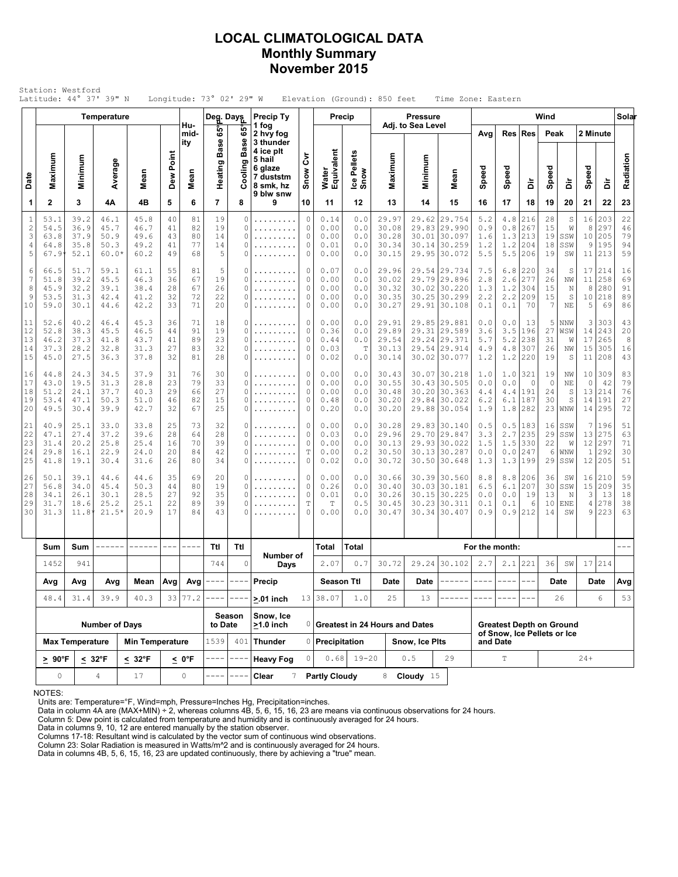# LOCAL CLIMATOLOGICAL DATA
## Monthly Summary
## November 2015

Station: Westford
Latitude: 44° 37' 39" N Longitude: 73° 02' 29" W Elevation (Ground): 850 feet Time Zone: Eastern

| Date | Temperature | | | | | Humidity | Deg. Days | | Precip Ty | Snow Cvr | Precip | | Pressure Adj. to Sea Level | | | Wind | | | | | | | Solar |
|---|---|---|---|---|---|---|---|---|---|---|---|---|---|---|---|---|---|---|---|---|---|---|---|
| | Maximum | Minimum | Average | Mean | Dew Point | Mean | Heating Base 65°F | Cooling Base 65°F | 1 fog 2 hvy fog 3 thunder 4 ice plt 5 hail 6 glaze 7 duststm 8 smk, hz 9 blw snw | Snow Cvr | Water Equivalent | Ice Pellets Snow | Maximum | Minimum | Mean | Avg Speed | Res Speed | Res Dir | Peak Speed | Peak Dir | 2 Minute Speed | 2 Minute Dir | Radiation |
| 1 | 2 | 3 | 4A | 4B | 5 | 6 | 7 | 8 | 9 | 10 | 11 | 12 | 13 | 14 | 15 | 16 | 17 | 18 | 19 | 20 | 21 | 22 | 23 |
| 1 | 53.1 | 39.2 | 46.1 | 45.8 | 40 | 81 | 19 | 0 | ......... | 0 | 0.14 | 0.0 | 29.97 | 29.62 | 29.754 | 5.2 | 4.8 | 216 | 28 | S | 16 | 203 | 22 |
| 2 | 54.5 | 36.9 | 45.7 | 46.7 | 41 | 82 | 19 | 0 | ......... | 0 | 0.00 | 0.0 | 30.08 | 29.83 | 29.990 | 0.9 | 0.8 | 267 | 15 | W | 8 | 297 | 46 |
| 3 | 63.8 | 37.9 | 50.9 | 49.6 | 43 | 80 | 14 | 0 | ......... | 0 | 0.00 | 0.0 | 30.28 | 30.01 | 30.097 | 1.6 | 1.3 | 213 | 19 | SSW | 10 | 205 | 79 |
| 4 | 64.8 | 35.8 | 50.3 | 49.2 | 41 | 77 | 14 | 0 | ......... | 0 | 0.01 | 0.0 | 30.34 | 30.14 | 30.259 | 1.2 | 1.2 | 204 | 18 | SSW | 9 | 195 | 94 |
| 5 | 67.9* | 52.1 | 60.0* | 60.2 | 49 | 68 | 5 | 0 | ......... | 0 | 0.00 | 0.0 | 30.15 | 29.95 | 30.072 | 5.5 | 5.5 | 206 | 19 | SW | 11 | 213 | 59 |
| 6 | 66.5 | 51.7 | 59.1 | 61.1 | 55 | 81 | 5 | 0 | ......... | 0 | 0.07 | 0.0 | 29.96 | 29.54 | 29.734 | 7.5 | 6.8 | 220 | 34 | S | 17 | 214 | 16 |
| 7 | 51.8 | 39.2 | 45.5 | 46.3 | 36 | 67 | 19 | 0 | ......... | 0 | 0.00 | 0.0 | 30.02 | 29.79 | 29.896 | 2.8 | 2.6 | 277 | 26 | NW | 11 | 258 | 69 |
| 8 | 45.9 | 32.2 | 39.1 | 38.4 | 28 | 67 | 26 | 0 | ......... | 0 | 0.00 | 0.0 | 30.32 | 30.02 | 30.220 | 1.3 | 1.2 | 304 | 15 | N | 8 | 280 | 91 |
| 9 | 53.5 | 31.3 | 42.4 | 41.2 | 32 | 72 | 22 | 0 | ......... | 0 | 0.00 | 0.0 | 30.35 | 30.25 | 30.299 | 2.2 | 2.2 | 209 | 15 | S | 10 | 218 | 89 |
| 10 | 59.0 | 30.1 | 44.6 | 42.2 | 33 | 71 | 20 | 0 | ......... | 0 | 0.00 | 0.0 | 30.27 | 29.91 | 30.108 | 0.1 | 0.1 | 70 | 7 | NE | 5 | 69 | 86 |
| 11 | 52.6 | 40.2 | 46.4 | 45.3 | 36 | 71 | 18 | 0 | ......... | 0 | 0.00 | 0.0 | 29.91 | 29.85 | 29.881 | 0.0 | 0.0 | 13 | 5 | NNW | 3 | 303 | 43 |
| 12 | 52.8 | 38.3 | 45.5 | 46.5 | 44 | 91 | 19 | 0 | ......... | 0 | 0.36 | 0.0 | 29.89 | 29.31 | 29.589 | 3.6 | 3.5 | 196 | 27 | WSW | 14 | 243 | 20 |
| 13 | 46.2 | 37.3 | 41.8 | 43.7 | 41 | 89 | 23 | 0 | ......... | 0 | 0.44 | 0.0 | 29.54 | 29.24 | 29.371 | 5.7 | 5.2 | 238 | 31 | W | 17 | 265 | 8 |
| 14 | 37.3 | 28.2 | 32.8 | 31.3 | 27 | 83 | 32 | 0 | ......... | 0 | 0.03 | T | 30.13 | 29.54 | 29.914 | 4.9 | 4.8 | 307 | 26 | NW | 15 | 305 | 16 |
| 15 | 45.0 | 27.5 | 36.3 | 37.8 | 32 | 81 | 28 | 0 | ......... | 0 | 0.02 | 0.0 | 30.14 | 30.02 | 30.077 | 1.2 | 1.2 | 220 | 19 | S | 11 | 208 | 43 |
| 16 | 44.8 | 24.3 | 34.5 | 37.9 | 31 | 76 | 30 | 0 | ......... | 0 | 0.00 | 0.0 | 30.43 | 30.07 | 30.218 | 1.0 | 1.0 | 321 | 19 | NW | 10 | 309 | 83 |
| 17 | 43.0 | 19.5 | 31.3 | 28.8 | 23 | 79 | 33 | 0 | ......... | 0 | 0.00 | 0.0 | 30.55 | 30.43 | 30.505 | 0.0 | 0.0 | 0 | 0 | NE | 0 | 42 | 79 |
| 18 | 51.2 | 24.1 | 37.7 | 40.3 | 29 | 66 | 27 | 0 | ......... | 0 | 0.00 | 0.0 | 30.48 | 30.20 | 30.363 | 4.4 | 4.4 | 191 | 24 | S | 13 | 214 | 76 |
| 19 | 53.4 | 47.1 | 50.3 | 51.0 | 46 | 82 | 15 | 0 | ......... | 0 | 0.48 | 0.0 | 30.20 | 29.84 | 30.022 | 6.2 | 6.1 | 187 | 30 | S | 14 | 191 | 27 |
| 20 | 49.5 | 30.4 | 39.9 | 42.7 | 32 | 67 | 25 | 0 | ......... | 0 | 0.20 | 0.0 | 30.20 | 29.88 | 30.054 | 1.9 | 1.8 | 282 | 23 | WNW | 14 | 295 | 72 |
| 21 | 40.9 | 25.1 | 33.0 | 33.8 | 25 | 73 | 32 | 0 | ......... | 0 | 0.00 | 0.0 | 30.28 | 29.83 | 30.140 | 0.5 | 0.5 | 183 | 16 | SSW | 7 | 196 | 51 |
| 22 | 47.1 | 27.4 | 37.2 | 39.6 | 28 | 64 | 28 | 0 | ......... | 0 | 0.03 | 0.0 | 29.96 | 29.70 | 29.847 | 3.3 | 2.7 | 235 | 29 | SSW | 13 | 275 | 63 |
| 23 | 31.4 | 20.2 | 25.8 | 25.4 | 16 | 70 | 39 | 0 | ......... | 0 | 0.00 | 0.0 | 30.13 | 29.93 | 30.022 | 1.5 | 1.5 | 330 | 22 | W | 12 | 297 | 71 |
| 24 | 29.8 | 16.1 | 22.9 | 24.0 | 20 | 84 | 42 | 0 | ......... | T | 0.00 | 0.2 | 30.50 | 30.13 | 30.287 | 0.0 | 0.0 | 247 | 6 | WNW | 1 | 292 | 30 |
| 25 | 41.8 | 19.1 | 30.4 | 31.6 | 26 | 80 | 34 | 0 | ......... | 0 | 0.02 | 0.0 | 30.72 | 30.50 | 30.648 | 1.3 | 1.3 | 199 | 29 | SSW | 12 | 205 | 51 |
| 26 | 50.1 | 39.1 | 44.6 | 44.6 | 35 | 69 | 20 | 0 | ......... | 0 | 0.00 | 0.0 | 30.66 | 30.39 | 30.560 | 8.8 | 8.8 | 206 | 36 | SW | 16 | 210 | 59 |
| 27 | 56.8 | 34.0 | 45.4 | 50.3 | 44 | 80 | 19 | 0 | ......... | 0 | 0.26 | 0.0 | 30.40 | 30.03 | 30.181 | 6.5 | 6.1 | 207 | 30 | SSW | 15 | 209 | 35 |
| 28 | 34.1 | 26.1 | 30.1 | 28.5 | 27 | 92 | 35 | 0 | ......... | 0 | 0.01 | 0.0 | 30.26 | 30.15 | 30.225 | 0.0 | 0.0 | 19 | 13 | N | 3 | 13 | 18 |
| 29 | 31.7 | 18.6 | 25.2 | 25.1 | 22 | 89 | 39 | 0 | ......... | T | T | 0.5 | 30.45 | 30.23 | 30.311 | 0.1 | 0.1 | 6 | 10 | ENE | 4 | 278 | 38 |
| 30 | 31.3 | 11.8* | 21.5* | 20.9 | 17 | 84 | 43 | 0 | ......... | 0 | 0.00 | 0.0 | 30.47 | 30.34 | 30.407 | 0.9 | 0.9 | 212 | 14 | SW | 9 | 223 | 63 |

| Sum | Sum | ------ | ------ | --- | ---- | Ttl | Ttl | Number of Days | | Total | Total | For the month: | | | | | | | | | | ---- |
|---|---|---|---|---|---|---|---|---|---|---|---|---|---|---|---|---|---|---|---|---|---|---|
| 1452 | 941 | | | | | 744 | 0 | | | 2.07 | 0.7 | 30.72 | 29.24 | 30.102 | 2.7 | 2.1 | 221 | 36 | SW | 17 | 214 | |
| Avg | Avg | Avg | Mean | Avg | Avg | ---- | ---- | Precip | | Season Ttl | | Date | Date | ------ | ---- | ---- | --- | Date | | Date | | Avg |
| 48.4 | 31.4 | 39.9 | 40.3 | 33 | 77.2 | ---- | ---- | >.01 inch | 13 | 38.07 | 1.0 | 25 | 13 | ------ | ---- | ---- | --- | 26 | | 6 | | 53 |

| Number of Days | | | | Season to Date | | Snow, Ice >1.0 inch | 0 | Greatest in 24 Hours and Dates | | | | Greatest Depth on Ground of Snow, Ice Pellets or Ice and Date | |
|---|---|---|---|---|---|---|---|---|---|---|---|---|---|
| Max Temperature | | Min Temperature | | 1539 | 401 | Thunder | 0 | Precipitation | | Snow, Ice Plts | | | |
| > 90°F | < 32°F | < 32°F | < 0°F | ---- | ---- | Heavy Fog | 0 | 0.68 | 19-20 | 0.5 | 29 | T | 24+ |
| 0 | 4 | 17 | 0 | ---- | ---- | Clear | 7 | Partly Cloudy | 8 | Cloudy | 15 | | |

NOTES:
Units are: Temperature=°F, Wind=mph, Pressure=Inches Hg, Precipitation=inches.
Data in column 4A are (MAX+MIN) ÷ 2, whereas columns 4B, 5, 6, 15, 16, 23 are means via continuous observations for 24 hours.
Column 5: Dew point is calculated from temperature and humidity and is continuously averaged for 24 hours.
Data in columns 9, 10, 12 are entered manually by the station observer.
Columns 17-18: Resultant wind is calculated by the vector sum of continuous wind observations.
Column 23: Solar Radiation is measured in Watts/m^2 and is continuously averaged for 24 hours.
Data in columns 4B, 5, 6, 15, 16, 23 are updated continuously, there by achieving a "true" mean.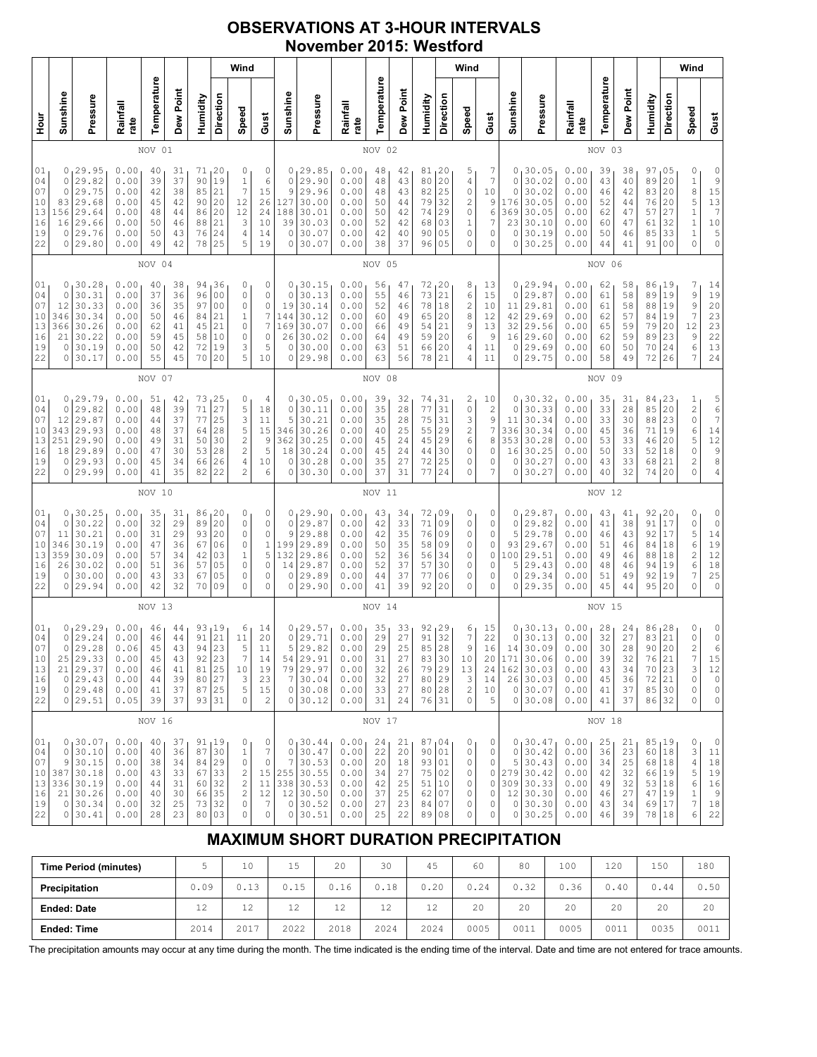# OBSERVATIONS AT 3-HOUR INTERVALS
## November 2015: Westford

| Hour | Sunshine | Pressure | Rainfall rate | Temperature | Dew Point | Humidity | Wind Direction | Wind Speed | Wind Gust | Sunshine | Pressure | Rainfall rate | Temperature | Dew Point | Humidity | Wind Direction | Wind Speed | Wind Gust | Sunshine | Pressure | Rainfall rate | Temperature | Dew Point | Humidity | Wind Direction | Wind Speed | Wind Gust |
|---|---|---|---|---|---|---|---|---|---|---|---|---|---|---|---|---|---|---|---|---|---|---|---|---|---|---|---|
| | NOV 01 | | | | | | | | | NOV 02 | | | | | | | | | NOV 03 | | | | | | | | |
| 01 | 0 | 29.95 | 0.00 | 40 | 31 | 71 | 20 | 0 | 0 | 0 | 29.85 | 0.00 | 48 | 42 | 81 | 20 | 5 | 7 | 0 | 30.05 | 0.00 | 39 | 38 | 97 | 05 | 0 | 0 |
| 04 | 0 | 29.82 | 0.00 | 39 | 37 | 90 | 19 | 1 | 6 | 0 | 29.90 | 0.00 | 48 | 43 | 80 | 20 | 4 | 7 | 0 | 30.02 | 0.00 | 43 | 40 | 89 | 20 | 1 | 9 |
| 07 | 0 | 29.75 | 0.00 | 42 | 38 | 85 | 21 | 7 | 15 | 9 | 29.96 | 0.00 | 48 | 43 | 82 | 25 | 0 | 10 | 0 | 30.02 | 0.00 | 46 | 42 | 83 | 20 | 8 | 15 |
| 10 | 83 | 29.68 | 0.00 | 45 | 42 | 90 | 20 | 12 | 26 | 127 | 30.00 | 0.00 | 50 | 44 | 79 | 32 | 2 | 9 | 176 | 30.05 | 0.00 | 52 | 44 | 76 | 20 | 5 | 13 |
| 13 | 156 | 29.64 | 0.00 | 48 | 44 | 86 | 20 | 12 | 24 | 188 | 30.01 | 0.00 | 50 | 42 | 74 | 29 | 0 | 6 | 369 | 30.05 | 0.00 | 62 | 47 | 57 | 27 | 1 | 7 |
| 16 | 16 | 29.66 | 0.00 | 50 | 46 | 88 | 21 | 3 | 10 | 39 | 30.03 | 0.00 | 52 | 42 | 68 | 03 | 1 | 7 | 23 | 30.10 | 0.00 | 60 | 47 | 61 | 32 | 1 | 10 |
| 19 | 0 | 29.76 | 0.00 | 50 | 43 | 76 | 24 | 4 | 14 | 0 | 30.07 | 0.00 | 42 | 40 | 90 | 05 | 0 | 0 | 0 | 30.19 | 0.00 | 50 | 46 | 85 | 33 | 1 | 5 |
| 22 | 0 | 29.80 | 0.00 | 49 | 42 | 78 | 25 | 5 | 19 | 0 | 30.07 | 0.00 | 38 | 37 | 96 | 05 | 0 | 0 | 0 | 30.25 | 0.00 | 44 | 41 | 91 | 00 | 0 | 0 |
| | NOV 04 | | | | | | | | | NOV 05 | | | | | | | | | NOV 06 | | | | | | | | |
| 01 | 0 | 30.28 | 0.00 | 40 | 38 | 94 | 36 | 0 | 0 | 0 | 30.15 | 0.00 | 56 | 47 | 72 | 20 | 8 | 13 | 0 | 29.94 | 0.00 | 62 | 58 | 86 | 19 | 7 | 14 |
| 04 | 0 | 30.31 | 0.00 | 37 | 36 | 96 | 00 | 0 | 0 | 0 | 30.13 | 0.00 | 55 | 46 | 73 | 21 | 6 | 15 | 0 | 29.87 | 0.00 | 61 | 58 | 89 | 19 | 9 | 19 |
| 07 | 12 | 30.33 | 0.00 | 36 | 35 | 97 | 00 | 0 | 0 | 19 | 30.14 | 0.00 | 52 | 46 | 78 | 18 | 2 | 10 | 11 | 29.81 | 0.00 | 61 | 58 | 88 | 19 | 9 | 20 |
| 10 | 346 | 30.34 | 0.00 | 50 | 46 | 84 | 21 | 1 | 7 | 144 | 30.12 | 0.00 | 60 | 49 | 65 | 20 | 8 | 12 | 42 | 29.69 | 0.00 | 62 | 57 | 84 | 19 | 7 | 23 |
| 13 | 366 | 30.26 | 0.00 | 62 | 41 | 45 | 21 | 0 | 7 | 169 | 30.07 | 0.00 | 66 | 49 | 54 | 21 | 9 | 13 | 32 | 29.56 | 0.00 | 65 | 59 | 79 | 20 | 12 | 23 |
| 16 | 21 | 30.22 | 0.00 | 59 | 45 | 58 | 10 | 0 | 0 | 26 | 30.02 | 0.00 | 64 | 49 | 59 | 20 | 6 | 9 | 16 | 29.60 | 0.00 | 62 | 59 | 89 | 23 | 9 | 22 |
| 19 | 0 | 30.19 | 0.00 | 50 | 42 | 72 | 19 | 3 | 5 | 0 | 30.00 | 0.00 | 63 | 51 | 66 | 20 | 4 | 11 | 0 | 29.69 | 0.00 | 60 | 50 | 70 | 24 | 6 | 13 |
| 22 | 0 | 30.17 | 0.00 | 55 | 45 | 70 | 20 | 5 | 10 | 0 | 29.98 | 0.00 | 63 | 56 | 78 | 21 | 4 | 11 | 0 | 29.75 | 0.00 | 58 | 49 | 72 | 26 | 7 | 24 |
| | NOV 07 | | | | | | | | | NOV 08 | | | | | | | | | NOV 09 | | | | | | | | |
| 01 | 0 | 29.79 | 0.00 | 51 | 42 | 73 | 25 | 0 | 4 | 0 | 30.05 | 0.00 | 39 | 32 | 74 | 31 | 2 | 10 | 0 | 30.32 | 0.00 | 35 | 31 | 84 | 23 | 1 | 5 |
| 04 | 0 | 29.82 | 0.00 | 48 | 39 | 71 | 27 | 5 | 18 | 0 | 30.11 | 0.00 | 35 | 28 | 77 | 31 | 0 | 2 | 0 | 30.33 | 0.00 | 33 | 28 | 85 | 20 | 2 | 6 |
| 07 | 12 | 29.87 | 0.00 | 44 | 37 | 77 | 25 | 3 | 11 | 5 | 30.21 | 0.00 | 35 | 28 | 75 | 31 | 3 | 9 | 11 | 30.34 | 0.00 | 33 | 30 | 88 | 23 | 0 | 7 |
| 10 | 343 | 29.93 | 0.00 | 48 | 37 | 64 | 28 | 5 | 15 | 346 | 30.26 | 0.00 | 40 | 25 | 55 | 29 | 2 | 7 | 336 | 30.34 | 0.00 | 45 | 36 | 71 | 19 | 6 | 14 |
| 13 | 251 | 29.90 | 0.00 | 49 | 31 | 50 | 30 | 2 | 9 | 362 | 30.25 | 0.00 | 45 | 24 | 45 | 29 | 6 | 8 | 353 | 30.28 | 0.00 | 53 | 33 | 46 | 20 | 5 | 12 |
| 16 | 18 | 29.89 | 0.00 | 47 | 30 | 53 | 28 | 2 | 5 | 18 | 30.24 | 0.00 | 45 | 24 | 44 | 30 | 0 | 0 | 16 | 30.25 | 0.00 | 50 | 33 | 52 | 18 | 0 | 9 |
| 19 | 0 | 29.93 | 0.00 | 45 | 34 | 66 | 26 | 4 | 10 | 0 | 30.28 | 0.00 | 35 | 27 | 72 | 25 | 0 | 0 | 0 | 30.27 | 0.00 | 43 | 33 | 68 | 21 | 2 | 8 |
| 22 | 0 | 29.99 | 0.00 | 41 | 35 | 82 | 22 | 2 | 6 | 0 | 30.30 | 0.00 | 37 | 31 | 77 | 24 | 0 | 7 | 0 | 30.27 | 0.00 | 40 | 32 | 74 | 20 | 0 | 4 |
| | NOV 10 | | | | | | | | | NOV 11 | | | | | | | | | NOV 12 | | | | | | | | |
| 01 | 0 | 30.25 | 0.00 | 35 | 31 | 86 | 20 | 0 | 0 | 0 | 29.90 | 0.00 | 43 | 34 | 72 | 09 | 0 | 0 | 0 | 29.87 | 0.00 | 43 | 41 | 92 | 20 | 0 | 0 |
| 04 | 0 | 30.22 | 0.00 | 32 | 29 | 89 | 20 | 0 | 0 | 0 | 29.87 | 0.00 | 42 | 33 | 71 | 09 | 0 | 0 | 0 | 29.82 | 0.00 | 41 | 38 | 91 | 17 | 0 | 0 |
| 07 | 11 | 30.21 | 0.00 | 31 | 29 | 93 | 20 | 0 | 0 | 9 | 29.88 | 0.00 | 42 | 35 | 76 | 09 | 0 | 0 | 5 | 29.78 | 0.00 | 46 | 43 | 92 | 17 | 5 | 14 |
| 10 | 346 | 30.19 | 0.00 | 47 | 36 | 67 | 06 | 0 | 1 | 199 | 29.89 | 0.00 | 50 | 35 | 58 | 09 | 0 | 0 | 93 | 29.67 | 0.00 | 51 | 46 | 84 | 18 | 6 | 19 |
| 13 | 359 | 30.09 | 0.00 | 57 | 34 | 42 | 03 | 1 | 5 | 132 | 29.86 | 0.00 | 52 | 36 | 56 | 34 | 0 | 0 | 100 | 29.51 | 0.00 | 49 | 46 | 88 | 18 | 2 | 12 |
| 16 | 26 | 30.02 | 0.00 | 51 | 36 | 57 | 05 | 0 | 0 | 14 | 29.87 | 0.00 | 52 | 37 | 57 | 30 | 0 | 0 | 5 | 29.43 | 0.00 | 48 | 46 | 94 | 19 | 6 | 18 |
| 19 | 0 | 30.00 | 0.00 | 43 | 33 | 67 | 05 | 0 | 0 | 0 | 29.89 | 0.00 | 44 | 37 | 77 | 06 | 0 | 0 | 0 | 29.34 | 0.00 | 51 | 49 | 92 | 19 | 7 | 25 |
| 22 | 0 | 29.94 | 0.00 | 42 | 32 | 70 | 09 | 0 | 0 | 0 | 29.90 | 0.00 | 41 | 39 | 92 | 20 | 0 | 0 | 0 | 29.35 | 0.00 | 45 | 44 | 95 | 20 | 0 | 0 |
| | NOV 13 | | | | | | | | | NOV 14 | | | | | | | | | NOV 15 | | | | | | | | |
| 01 | 0 | 29.29 | 0.00 | 46 | 44 | 93 | 19 | 6 | 14 | 0 | 29.57 | 0.00 | 35 | 33 | 92 | 29 | 6 | 15 | 0 | 30.13 | 0.00 | 28 | 24 | 86 | 28 | 0 | 0 |
| 04 | 0 | 29.24 | 0.00 | 46 | 44 | 91 | 21 | 11 | 20 | 0 | 29.71 | 0.00 | 29 | 27 | 91 | 32 | 7 | 22 | 0 | 30.13 | 0.00 | 32 | 27 | 83 | 21 | 0 | 0 |
| 07 | 0 | 29.28 | 0.06 | 45 | 43 | 94 | 23 | 5 | 11 | 5 | 29.82 | 0.00 | 29 | 25 | 85 | 28 | 9 | 16 | 14 | 30.09 | 0.00 | 30 | 28 | 90 | 20 | 2 | 6 |
| 10 | 0 | 29.33 | 0.00 | 45 | 43 | 92 | 23 | 7 | 14 | 54 | 29.91 | 0.00 | 31 | 27 | 83 | 30 | 10 | 20 | 171 | 30.06 | 0.00 | 39 | 32 | 76 | 21 | 7 | 15 |
| 13 | 21 | 29.37 | 0.00 | 46 | 41 | 81 | 25 | 10 | 19 | 79 | 29.97 | 0.00 | 32 | 26 | 79 | 29 | 13 | 24 | 162 | 30.03 | 0.00 | 43 | 34 | 70 | 23 | 3 | 12 |
| 16 | 0 | 29.43 | 0.00 | 44 | 39 | 80 | 27 | 3 | 23 | 7 | 30.04 | 0.00 | 32 | 27 | 80 | 29 | 3 | 14 | 26 | 30.03 | 0.00 | 45 | 36 | 72 | 21 | 0 | 0 |
| 19 | 0 | 29.48 | 0.00 | 41 | 37 | 87 | 25 | 5 | 15 | 0 | 30.08 | 0.00 | 33 | 27 | 80 | 28 | 2 | 10 | 0 | 30.07 | 0.00 | 41 | 37 | 85 | 30 | 0 | 0 |
| 22 | 0 | 29.51 | 0.05 | 39 | 37 | 93 | 31 | 0 | 2 | 0 | 30.12 | 0.00 | 31 | 24 | 76 | 31 | 0 | 5 | 0 | 30.08 | 0.00 | 41 | 37 | 86 | 32 | 0 | 0 |
| | NOV 16 | | | | | | | | | NOV 17 | | | | | | | | | NOV 18 | | | | | | | | |
| 01 | 0 | 30.07 | 0.00 | 40 | 37 | 91 | 19 | 0 | 0 | 0 | 30.44 | 0.00 | 24 | 21 | 87 | 04 | 0 | 0 | 0 | 30.47 | 0.00 | 25 | 21 | 85 | 19 | 0 | 0 |
| 04 | 0 | 30.10 | 0.00 | 40 | 36 | 87 | 30 | 1 | 7 | 0 | 30.47 | 0.00 | 22 | 20 | 90 | 01 | 0 | 0 | 0 | 30.42 | 0.00 | 36 | 23 | 60 | 18 | 3 | 11 |
| 07 | 9 | 30.15 | 0.00 | 38 | 34 | 84 | 29 | 0 | 0 | 7 | 30.53 | 0.00 | 20 | 18 | 93 | 01 | 0 | 0 | 5 | 30.43 | 0.00 | 34 | 25 | 68 | 18 | 4 | 18 |
| 10 | 387 | 30.18 | 0.00 | 43 | 33 | 67 | 33 | 2 | 15 | 255 | 30.55 | 0.00 | 34 | 27 | 75 | 02 | 0 | 0 | 279 | 30.42 | 0.00 | 42 | 32 | 66 | 19 | 5 | 19 |
| 13 | 336 | 30.19 | 0.00 | 44 | 31 | 60 | 32 | 2 | 11 | 338 | 30.53 | 0.00 | 42 | 25 | 51 | 10 | 0 | 0 | 309 | 30.33 | 0.00 | 49 | 32 | 53 | 18 | 6 | 16 |
| 16 | 21 | 30.26 | 0.00 | 40 | 30 | 66 | 35 | 2 | 12 | 12 | 30.50 | 0.00 | 37 | 25 | 62 | 07 | 0 | 0 | 12 | 30.30 | 0.00 | 46 | 27 | 47 | 19 | 1 | 9 |
| 19 | 0 | 30.34 | 0.00 | 32 | 25 | 73 | 32 | 0 | 7 | 0 | 30.52 | 0.00 | 27 | 23 | 84 | 07 | 0 | 0 | 0 | 30.30 | 0.00 | 43 | 34 | 69 | 17 | 7 | 18 |
| 22 | 0 | 30.41 | 0.00 | 28 | 23 | 80 | 03 | 0 | 0 | 0 | 30.51 | 0.00 | 25 | 22 | 89 | 08 | 0 | 0 | 0 | 30.25 | 0.00 | 46 | 39 | 78 | 18 | 6 | 22 |

## MAXIMUM SHORT DURATION PRECIPITATION

| Time Period (minutes) | 5 | 10 | 15 | 20 | 30 | 45 | 60 | 80 | 100 | 120 | 150 | 180 |
|---|---|---|---|---|---|---|---|---|---|---|---|---|
| Precipitation | 0.09 | 0.13 | 0.15 | 0.16 | 0.18 | 0.20 | 0.24 | 0.32 | 0.36 | 0.40 | 0.44 | 0.50 |
| Ended: Date | 12 | 12 | 12 | 12 | 12 | 12 | 20 | 20 | 20 | 20 | 20 | 20 |
| Ended: Time | 2014 | 2017 | 2022 | 2018 | 2024 | 2024 | 0005 | 0011 | 0005 | 0011 | 0035 | 0011 |

The precipitation amounts may occur at any time during the month. The time indicated is the ending time of the interval. Date and time are not entered for trace amounts.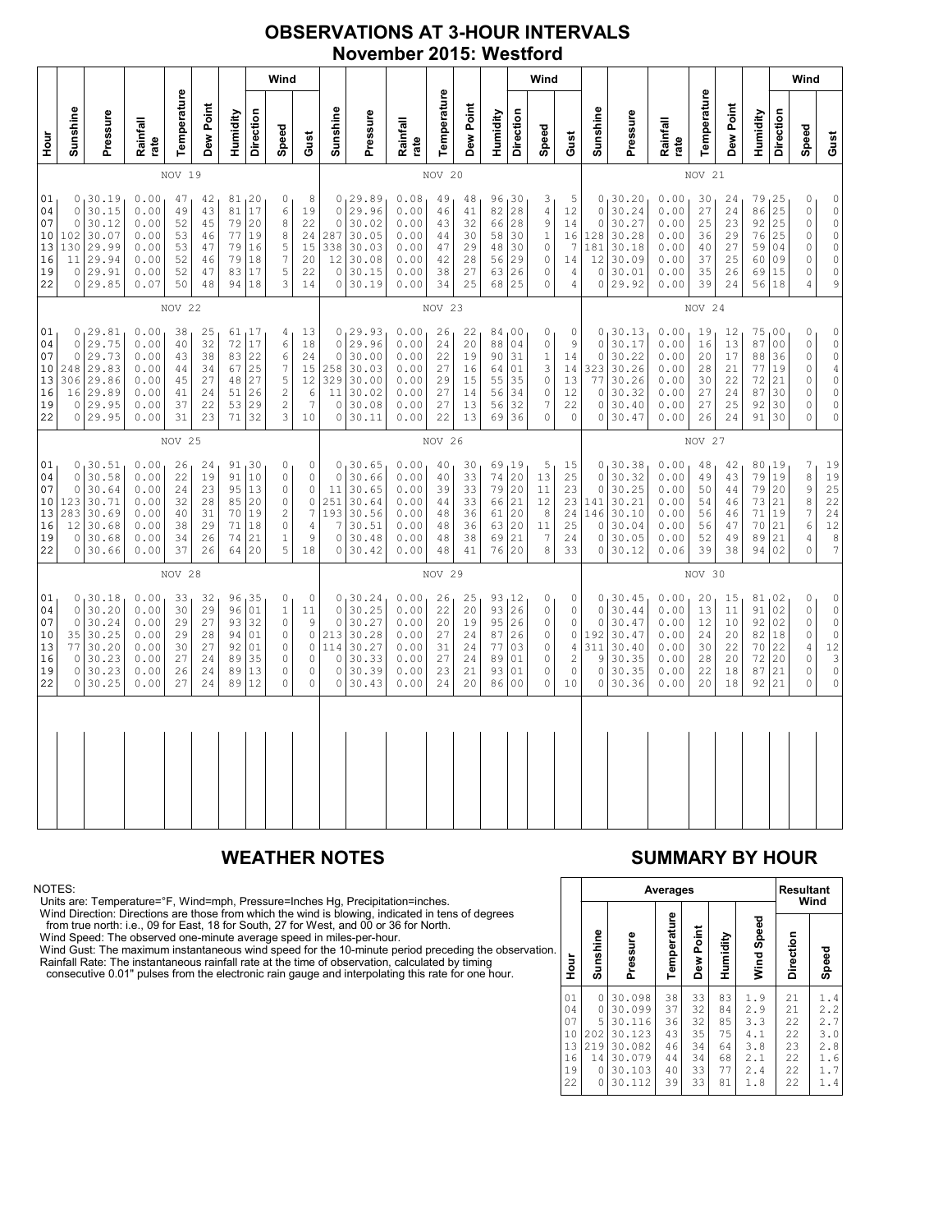# OBSERVATIONS AT 3-HOUR INTERVALS
## November 2015: Westford

### NOV 19

| Hour | Sunshine | Pressure | Rainfall rate | Temperature | Dew Point | Humidity | Wind Direction | Wind Speed | Wind Gust |
|---|---|---|---|---|---|---|---|---|---|
| 01 | 0 | 30.19 | 0.00 | 47 | 42 | 81 | 20 | 0 | 8 |
| 04 | 0 | 30.15 | 0.00 | 49 | 43 | 81 | 17 | 6 | 19 |
| 07 | 0 | 30.12 | 0.00 | 52 | 45 | 79 | 20 | 8 | 22 |
| 10 | 102 | 30.07 | 0.00 | 53 | 46 | 77 | 19 | 8 | 24 |
| 13 | 130 | 29.99 | 0.00 | 53 | 47 | 79 | 16 | 5 | 15 |
| 16 | 11 | 29.94 | 0.00 | 52 | 46 | 79 | 18 | 7 | 20 |
| 19 | 0 | 29.91 | 0.00 | 52 | 47 | 83 | 17 | 5 | 22 |
| 22 | 0 | 29.85 | 0.07 | 50 | 48 | 94 | 18 | 3 | 14 |

### NOV 20

| Hour | Sunshine | Pressure | Rainfall rate | Temperature | Dew Point | Humidity | Wind Direction | Wind Speed | Wind Gust |
|---|---|---|---|---|---|---|---|---|---|
| 01 | 0 | 29.89 | 0.08 | 49 | 48 | 96 | 30 | 3 | 5 |
| 04 | 0 | 29.96 | 0.00 | 46 | 41 | 82 | 28 | 4 | 12 |
| 07 | 0 | 30.02 | 0.00 | 43 | 32 | 66 | 28 | 9 | 14 |
| 10 | 287 | 30.05 | 0.00 | 44 | 30 | 58 | 30 | 1 | 16 |
| 13 | 338 | 30.03 | 0.00 | 47 | 29 | 48 | 30 | 0 | 7 |
| 16 | 12 | 30.08 | 0.00 | 42 | 28 | 56 | 29 | 0 | 14 |
| 19 | 0 | 30.15 | 0.00 | 38 | 27 | 63 | 26 | 0 | 4 |
| 22 | 0 | 30.19 | 0.00 | 34 | 25 | 68 | 25 | 0 | 4 |

### NOV 21

| Hour | Sunshine | Pressure | Rainfall rate | Temperature | Dew Point | Humidity | Wind Direction | Wind Speed | Wind Gust |
|---|---|---|---|---|---|---|---|---|---|
| 01 | 0 | 30.20 | 0.00 | 30 | 24 | 79 | 25 | 0 | 0 |
| 04 | 0 | 30.24 | 0.00 | 27 | 24 | 86 | 25 | 0 | 0 |
| 07 | 0 | 30.27 | 0.00 | 25 | 23 | 92 | 25 | 0 | 0 |
| 10 | 128 | 30.28 | 0.00 | 36 | 29 | 76 | 25 | 0 | 0 |
| 13 | 181 | 30.18 | 0.00 | 40 | 27 | 59 | 04 | 0 | 0 |
| 16 | 12 | 30.09 | 0.00 | 37 | 25 | 60 | 09 | 0 | 0 |
| 19 | 0 | 30.01 | 0.00 | 35 | 26 | 69 | 15 | 0 | 0 |
| 22 | 0 | 29.92 | 0.00 | 39 | 24 | 56 | 18 | 4 | 9 |

### NOV 22

| Hour | Sunshine | Pressure | Rainfall rate | Temperature | Dew Point | Humidity | Wind Direction | Wind Speed | Wind Gust |
|---|---|---|---|---|---|---|---|---|---|
| 01 | 0 | 29.81 | 0.00 | 38 | 25 | 61 | 17 | 4 | 13 |
| 04 | 0 | 29.75 | 0.00 | 40 | 32 | 72 | 17 | 6 | 18 |
| 07 | 0 | 29.73 | 0.00 | 43 | 38 | 83 | 22 | 6 | 24 |
| 10 | 248 | 29.83 | 0.00 | 44 | 34 | 67 | 25 | 7 | 15 |
| 13 | 306 | 29.86 | 0.00 | 45 | 27 | 48 | 27 | 5 | 12 |
| 16 | 16 | 29.89 | 0.00 | 41 | 24 | 51 | 26 | 2 | 6 |
| 19 | 0 | 29.95 | 0.00 | 37 | 22 | 53 | 29 | 2 | 7 |
| 22 | 0 | 29.95 | 0.00 | 31 | 23 | 71 | 32 | 3 | 10 |

### NOV 23

| Hour | Sunshine | Pressure | Rainfall rate | Temperature | Dew Point | Humidity | Wind Direction | Wind Speed | Wind Gust |
|---|---|---|---|---|---|---|---|---|---|
| 01 | 0 | 29.93 | 0.00 | 26 | 22 | 84 | 00 | 0 | 0 |
| 04 | 0 | 29.96 | 0.00 | 24 | 20 | 88 | 04 | 0 | 9 |
| 07 | 0 | 30.00 | 0.00 | 22 | 19 | 90 | 31 | 1 | 14 |
| 10 | 258 | 30.03 | 0.00 | 27 | 16 | 64 | 01 | 3 | 14 |
| 13 | 329 | 30.00 | 0.00 | 29 | 15 | 55 | 35 | 0 | 13 |
| 16 | 11 | 30.02 | 0.00 | 27 | 14 | 56 | 34 | 0 | 12 |
| 19 | 0 | 30.08 | 0.00 | 27 | 13 | 56 | 32 | 7 | 22 |
| 22 | 0 | 30.11 | 0.00 | 22 | 13 | 69 | 36 | 0 | 0 |

### NOV 24

| Hour | Sunshine | Pressure | Rainfall rate | Temperature | Dew Point | Humidity | Wind Direction | Wind Speed | Wind Gust |
|---|---|---|---|---|---|---|---|---|---|
| 01 | 0 | 30.13 | 0.00 | 19 | 12 | 75 | 00 | 0 | 0 |
| 04 | 0 | 30.17 | 0.00 | 16 | 13 | 87 | 00 | 0 | 0 |
| 07 | 0 | 30.22 | 0.00 | 20 | 17 | 88 | 36 | 0 | 0 |
| 10 | 323 | 30.26 | 0.00 | 28 | 21 | 77 | 19 | 0 | 4 |
| 13 | 77 | 30.26 | 0.00 | 30 | 22 | 72 | 21 | 0 | 0 |
| 16 | 0 | 30.32 | 0.00 | 27 | 24 | 87 | 30 | 0 | 0 |
| 19 | 0 | 30.40 | 0.00 | 27 | 25 | 92 | 30 | 0 | 0 |
| 22 | 0 | 30.47 | 0.00 | 26 | 24 | 91 | 30 | 0 | 0 |

### NOV 25

| Hour | Sunshine | Pressure | Rainfall rate | Temperature | Dew Point | Humidity | Wind Direction | Wind Speed | Wind Gust |
|---|---|---|---|---|---|---|---|---|---|
| 01 | 0 | 30.51 | 0.00 | 26 | 24 | 91 | 30 | 0 | 0 |
| 04 | 0 | 30.58 | 0.00 | 22 | 19 | 91 | 10 | 0 | 0 |
| 07 | 0 | 30.64 | 0.00 | 24 | 23 | 95 | 13 | 0 | 0 |
| 10 | 123 | 30.71 | 0.00 | 32 | 28 | 85 | 20 | 0 | 0 |
| 13 | 283 | 30.69 | 0.00 | 40 | 31 | 70 | 19 | 2 | 7 |
| 16 | 12 | 30.68 | 0.00 | 38 | 29 | 71 | 18 | 0 | 4 |
| 19 | 0 | 30.68 | 0.00 | 34 | 26 | 74 | 21 | 1 | 9 |
| 22 | 0 | 30.66 | 0.00 | 37 | 26 | 64 | 20 | 5 | 18 |

### NOV 26

| Hour | Sunshine | Pressure | Rainfall rate | Temperature | Dew Point | Humidity | Wind Direction | Wind Speed | Wind Gust |
|---|---|---|---|---|---|---|---|---|---|
| 01 | 0 | 30.65 | 0.00 | 40 | 30 | 69 | 19 | 5 | 15 |
| 04 | 0 | 30.66 | 0.00 | 40 | 33 | 74 | 20 | 13 | 25 |
| 07 | 11 | 30.65 | 0.00 | 39 | 33 | 79 | 20 | 11 | 23 |
| 10 | 251 | 30.64 | 0.00 | 44 | 33 | 66 | 21 | 12 | 23 |
| 13 | 193 | 30.56 | 0.00 | 48 | 36 | 61 | 20 | 8 | 24 |
| 16 | 7 | 30.51 | 0.00 | 48 | 36 | 63 | 20 | 11 | 25 |
| 19 | 0 | 30.48 | 0.00 | 48 | 38 | 69 | 21 | 7 | 24 |
| 22 | 0 | 30.42 | 0.00 | 48 | 41 | 76 | 20 | 8 | 33 |

### NOV 27

| Hour | Sunshine | Pressure | Rainfall rate | Temperature | Dew Point | Humidity | Wind Direction | Wind Speed | Wind Gust |
|---|---|---|---|---|---|---|---|---|---|
| 01 | 0 | 30.38 | 0.00 | 48 | 42 | 80 | 19 | 7 | 19 |
| 04 | 0 | 30.32 | 0.00 | 49 | 43 | 79 | 19 | 8 | 19 |
| 07 | 0 | 30.25 | 0.00 | 50 | 44 | 79 | 20 | 9 | 25 |
| 10 | 141 | 30.21 | 0.00 | 54 | 46 | 73 | 21 | 8 | 22 |
| 13 | 146 | 30.10 | 0.00 | 56 | 46 | 71 | 19 | 7 | 24 |
| 16 | 0 | 30.04 | 0.00 | 56 | 47 | 70 | 21 | 6 | 12 |
| 19 | 0 | 30.05 | 0.00 | 52 | 49 | 89 | 21 | 4 | 8 |
| 22 | 0 | 30.12 | 0.06 | 39 | 38 | 94 | 02 | 0 | 7 |

### NOV 28

| Hour | Sunshine | Pressure | Rainfall rate | Temperature | Dew Point | Humidity | Wind Direction | Wind Speed | Wind Gust |
|---|---|---|---|---|---|---|---|---|---|
| 01 | 0 | 30.18 | 0.00 | 33 | 32 | 96 | 35 | 0 | 0 |
| 04 | 0 | 30.20 | 0.00 | 30 | 29 | 96 | 01 | 1 | 11 |
| 07 | 0 | 30.24 | 0.00 | 29 | 27 | 93 | 32 | 0 | 9 |
| 10 | 35 | 30.25 | 0.00 | 29 | 28 | 94 | 01 | 0 | 0 |
| 13 | 77 | 30.20 | 0.00 | 30 | 27 | 92 | 01 | 0 | 0 |
| 16 | 0 | 30.23 | 0.00 | 27 | 24 | 89 | 35 | 0 | 0 |
| 19 | 0 | 30.23 | 0.00 | 26 | 24 | 89 | 13 | 0 | 0 |
| 22 | 0 | 30.25 | 0.00 | 27 | 24 | 89 | 12 | 0 | 0 |

### NOV 29

| Hour | Sunshine | Pressure | Rainfall rate | Temperature | Dew Point | Humidity | Wind Direction | Wind Speed | Wind Gust |
|---|---|---|---|---|---|---|---|---|---|
| 01 | 0 | 30.24 | 0.00 | 26 | 25 | 93 | 12 | 0 | 0 |
| 04 | 0 | 30.25 | 0.00 | 22 | 20 | 93 | 26 | 0 | 0 |
| 07 | 0 | 30.27 | 0.00 | 20 | 19 | 95 | 26 | 0 | 0 |
| 10 | 213 | 30.28 | 0.00 | 27 | 24 | 87 | 26 | 0 | 0 |
| 13 | 114 | 30.27 | 0.00 | 31 | 24 | 77 | 03 | 0 | 4 |
| 16 | 0 | 30.33 | 0.00 | 27 | 24 | 89 | 01 | 0 | 2 |
| 19 | 0 | 30.39 | 0.00 | 23 | 21 | 93 | 01 | 0 | 0 |
| 22 | 0 | 30.43 | 0.00 | 24 | 20 | 86 | 00 | 0 | 10 |

### NOV 30

| Hour | Sunshine | Pressure | Rainfall rate | Temperature | Dew Point | Humidity | Wind Direction | Wind Speed | Wind Gust |
|---|---|---|---|---|---|---|---|---|---|
| 01 | 0 | 30.45 | 0.00 | 20 | 15 | 81 | 02 | 0 | 0 |
| 04 | 0 | 30.44 | 0.00 | 13 | 11 | 91 | 02 | 0 | 0 |
| 07 | 0 | 30.47 | 0.00 | 12 | 10 | 92 | 02 | 0 | 0 |
| 10 | 192 | 30.47 | 0.00 | 24 | 20 | 82 | 18 | 0 | 0 |
| 13 | 311 | 30.40 | 0.00 | 30 | 22 | 70 | 22 | 4 | 12 |
| 16 | 9 | 30.35 | 0.00 | 28 | 20 | 72 | 20 | 1 | 3 |
| 19 | 0 | 30.35 | 0.00 | 22 | 18 | 87 | 21 | 0 | 0 |
| 22 | 0 | 30.36 | 0.00 | 20 | 18 | 92 | 21 | 0 | 0 |

## WEATHER NOTES

NOTES:
Units are: Temperature=°F, Wind=mph, Pressure=Inches Hg, Precipitation=inches.
Wind Direction: Directions are those from which the wind is blowing, indicated in tens of degrees from true north: i.e., 09 for East, 18 for South, 27 for West, and 00 or 36 for North.
Wind Speed: The observed one-minute average speed in miles-per-hour.
Wind Gust: The maximum instantaneous wind speed for the 10-minute period preceding the observation.
Rainfall Rate: The instantaneous rainfall rate at the time of observation, calculated by timing consecutive 0.01" pulses from the electronic rain gauge and interpolating this rate for one hour.

## SUMMARY BY HOUR

| Hour | Averages: Sunshine | Pressure | Temperature | Dew Point | Humidity | Wind Speed | Resultant Wind: Direction | Speed |
|---|---|---|---|---|---|---|---|---|
| 01 | 0 | 30.098 | 38 | 33 | 83 | 1.9 | 21 | 1.4 |
| 04 | 0 | 30.099 | 37 | 32 | 84 | 2.9 | 21 | 2.2 |
| 07 | 5 | 30.116 | 36 | 32 | 85 | 3.3 | 22 | 2.7 |
| 10 | 202 | 30.123 | 43 | 35 | 75 | 4.1 | 22 | 3.0 |
| 13 | 219 | 30.082 | 46 | 34 | 64 | 3.8 | 23 | 2.8 |
| 16 | 14 | 30.079 | 44 | 34 | 68 | 2.1 | 22 | 1.6 |
| 19 | 0 | 30.103 | 40 | 33 | 77 | 2.4 | 22 | 1.7 |
| 22 | 0 | 30.112 | 39 | 33 | 81 | 1.8 | 22 | 1.4 |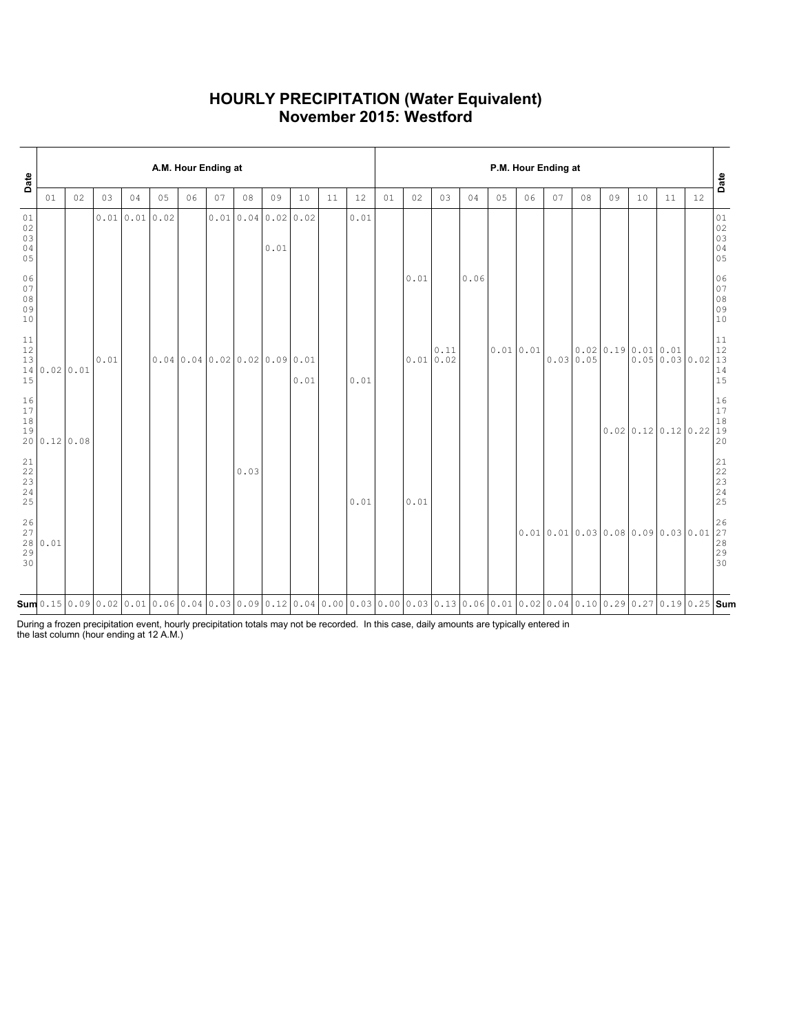# HOURLY PRECIPITATION (Water Equivalent)
# November 2015: Westford

| Date | A.M. Hour Ending at | | | | | | | | | | | | P.M. Hour Ending at | | | | | | | | | | | | Date |
|---|---|---|---|---|---|---|---|---|---|---|---|---|---|---|---|---|---|---|---|---|---|---|---|---|---|
| | 01 | 02 | 03 | 04 | 05 | 06 | 07 | 08 | 09 | 10 | 11 | 12 | 01 | 02 | 03 | 04 | 05 | 06 | 07 | 08 | 09 | 10 | 11 | 12 | |
| 01 | | | 0.01 | 0.01 | 0.02 | | 0.01 | 0.04 | 0.02 | 0.02 | | 0.01 | | | | | | | | | | | | | 01 |
| 02 | | | | | | | | | | | | | | | | | | | | | | | | | 02 |
| 03 | | | | | | | | | | | | | | | | | | | | | | | | | 03 |
| 04 | | | | | | | | | 0.01 | | | | | | | | | | | | | | | | 04 |
| 05 | | | | | | | | | | | | | | | | | | | | | | | | | 05 |
| 06 | | | | | | | | | | | | | | 0.01 | | 0.06 | | | | | | | | | 06 |
| 07 | | | | | | | | | | | | | | | | | | | | | | | | | 07 |
| 08 | | | | | | | | | | | | | | | | | | | | | | | | | 08 |
| 09 | | | | | | | | | | | | | | | | | | | | | | | | | 09 |
| 10 | | | | | | | | | | | | | | | | | | | | | | | | | 10 |
| 11 | | | | | | | | | | | | | | | | | | | | | | | | | 11 |
| 12 | | | | | | | | | | | | | | | 0.11 | | 0.01 | 0.01 | | 0.02 | 0.19 | 0.01 | 0.01 | | 12 |
| 13 | | | 0.01 | | 0.04 | 0.04 | 0.02 | 0.02 | 0.09 | 0.01 | | | | 0.01 | 0.02 | | | | 0.03 | 0.05 | | 0.05 | 0.03 | 0.02 | 13 |
| 14 | 0.02 | 0.01 | | | | | | | | | | | | | | | | | | | | | | | 14 |
| 15 | | | | | | | | | | 0.01 | | 0.01 | | | | | | | | | | | | | 15 |
| 16 | | | | | | | | | | | | | | | | | | | | | | | | | 16 |
| 17 | | | | | | | | | | | | | | | | | | | | | | | | | 17 |
| 18 | | | | | | | | | | | | | | | | | | | | | | | | | 18 |
| 19 | | | | | | | | | | | | | | | | | | | | | 0.02 | 0.12 | 0.12 | 0.22 | 19 |
| 20 | 0.12 | 0.08 | | | | | | | | | | | | | | | | | | | | | | | 20 |
| 21 | | | | | | | | | | | | | | | | | | | | | | | | | 21 |
| 22 | | | | | | | | 0.03 | | | | | | | | | | | | | | | | | 22 |
| 23 | | | | | | | | | | | | | | | | | | | | | | | | | 23 |
| 24 | | | | | | | | | | | | | | | | | | | | | | | | | 24 |
| 25 | | | | | | | | | | | | 0.01 | | 0.01 | | | | | | | | | | | 25 |
| 26 | | | | | | | | | | | | | | | | | | | | | | | | | 26 |
| 27 | | | | | | | | | | | | | | | | | | 0.01 | 0.01 | 0.03 | 0.08 | 0.09 | 0.03 | 0.01 | 27 |
| 28 | 0.01 | | | | | | | | | | | | | | | | | | | | | | | | 28 |
| 29 | | | | | | | | | | | | | | | | | | | | | | | | | 29 |
| 30 | | | | | | | | | | | | | | | | | | | | | | | | | 30 |
| **Sum** | 0.15 | 0.09 | 0.02 | 0.01 | 0.06 | 0.04 | 0.03 | 0.09 | 0.12 | 0.04 | 0.00 | 0.03 | 0.00 | 0.03 | 0.13 | 0.06 | 0.01 | 0.02 | 0.04 | 0.10 | 0.29 | 0.27 | 0.19 | 0.25 | **Sum** |

During a frozen precipitation event, hourly precipitation totals may not be recorded. In this case, daily amounts are typically entered in the last column (hour ending at 12 A.M.)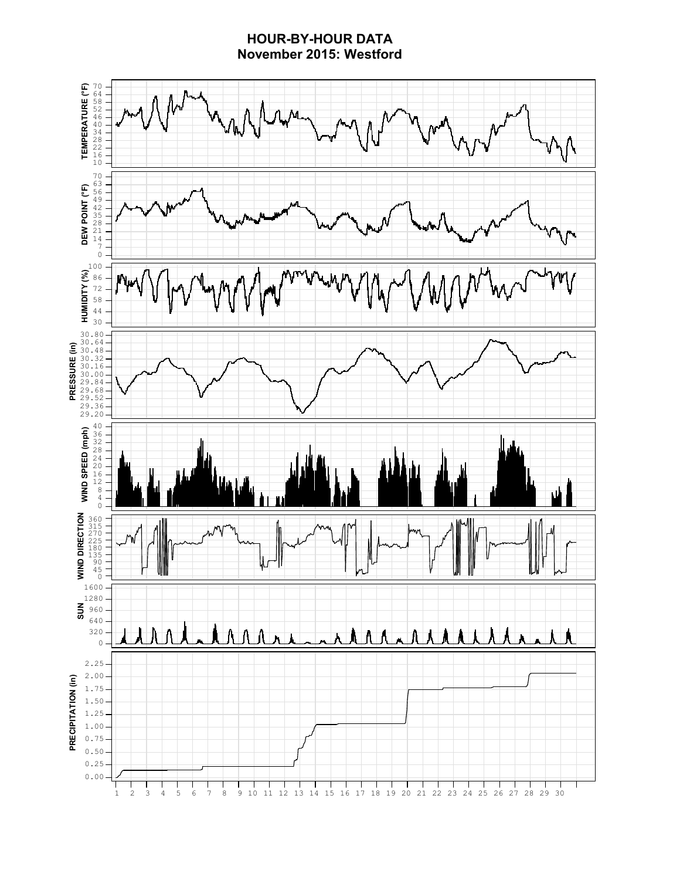# HOUR-BY-HOUR DATA
## November 2015: Westford

**TEMPERATURE (°F)**: 10, 16, 22, 28, 34, 40, 46, 52, 58, 64, 70

**DEW POINT (°F)**: 0, 7, 14, 21, 28, 35, 42, 49, 56, 63, 70

**HUMIDITY (%)**: 30, 44, 58, 72, 86, 100

**PRESSURE (in)**: 29.20, 29.36, 29.52, 29.68, 29.84, 30.00, 30.16, 30.32, 30.48, 30.64, 30.80

**WIND SPEED (mph)**: 0, 4, 8, 12, 16, 20, 24, 28, 32, 36, 40

**WIND DIRECTION**: 0, 45, 90, 135, 180, 225, 270, 315, 360

**SUN**: 0, 320, 640, 960, 1280, 1600

**PRECIPITATION (in)**: 0.00, 0.25, 0.50, 0.75, 1.00, 1.25, 1.50, 1.75, 2.00, 2.25

1 2 3 4 5 6 7 8 9 10 11 12 13 14 15 16 17 18 19 20 21 22 23 24 25 26 27 28 29 30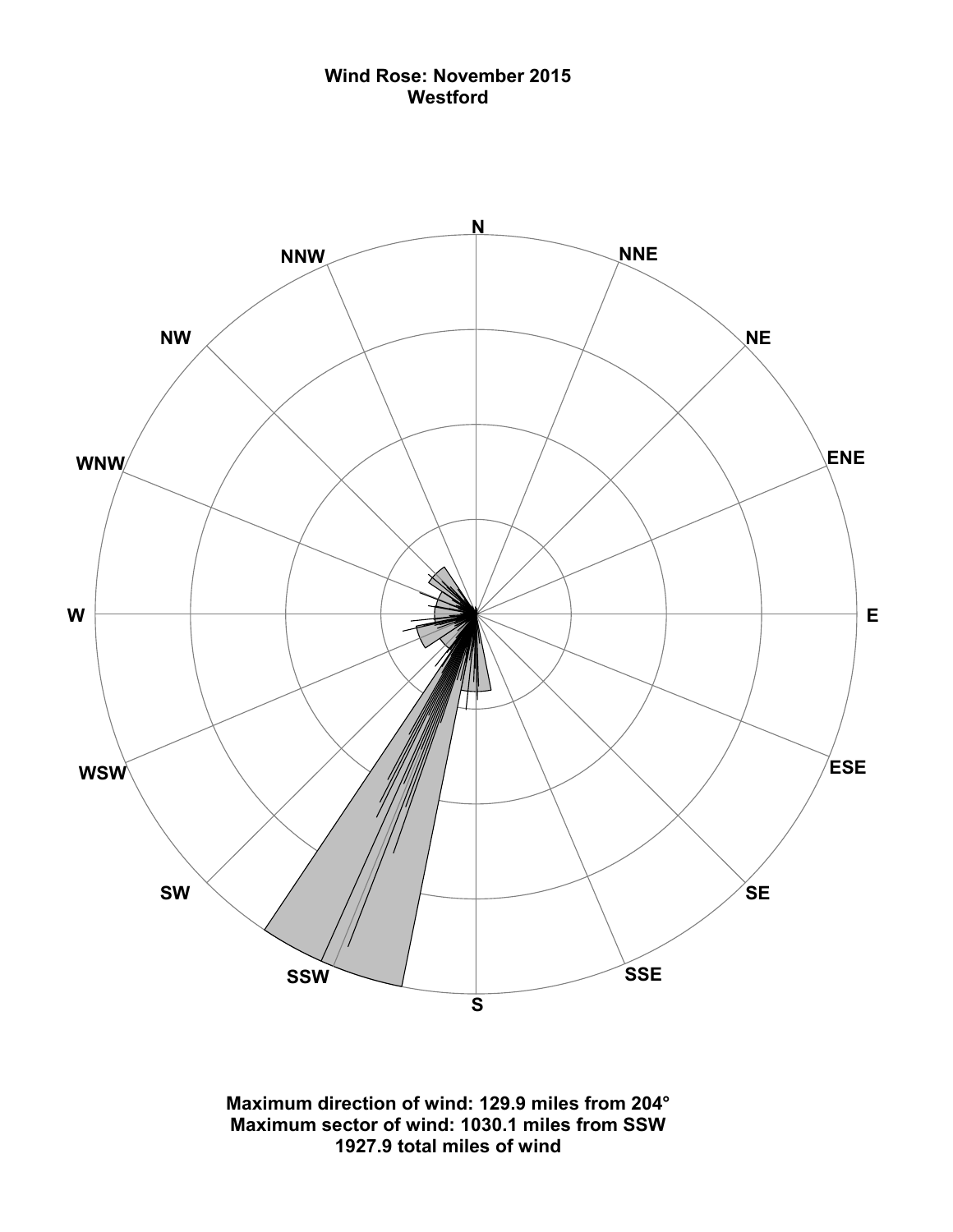**Wind Rose: November 2015**
**Westford**

N

NNE

NE

ENE

E

ESE

SE

SSE

S

SSW

SW

WSW

W

WNW

NW

NNW

**Maximum direction of wind: 129.9 miles from 204°**
**Maximum sector of wind: 1030.1 miles from SSW**
**1927.9 total miles of wind**